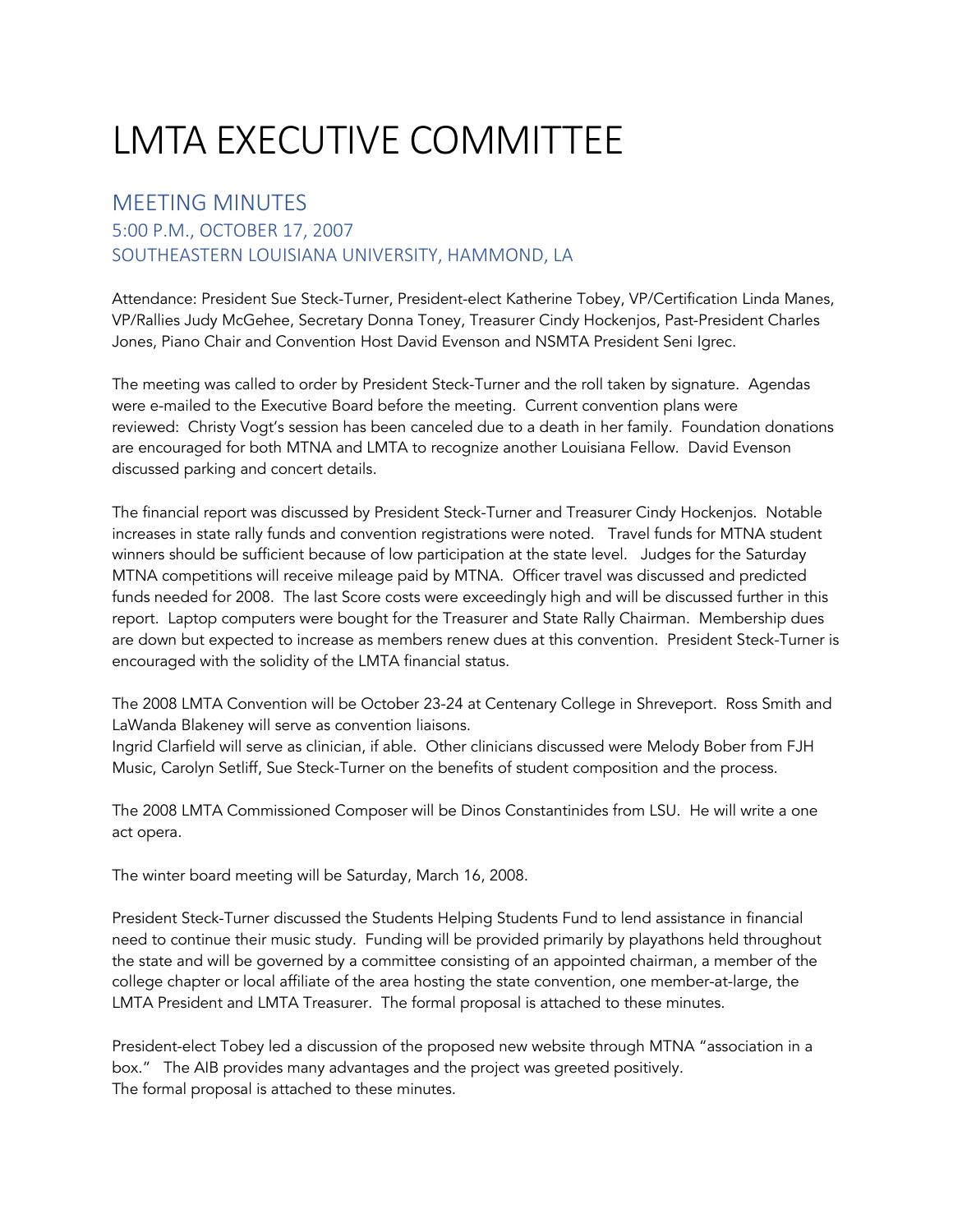# LMTA EXECUTIVE COMMITTEE

## MEETING MINUTES

### 5:00 P.M., OCTOBER 17, 2007

### SOUTHEASTERN LOUISIANA UNIVERSITY, HAMMOND, LA

Attendance: President Sue Steck-Turner, President-elect Katherine Tobey, VP/Certification Linda Manes, VP/Rallies Judy McGehee, Secretary Donna Toney, Treasurer Cindy Hockenjos, Past-President Charles Jones, Piano Chair and Convention Host David Evenson and NSMTA President Seni Igrec.

The meeting was called to order by President Steck-Turner and the roll taken by signature. Agendas were e-mailed to the Executive Board before the meeting. Current convention plans were reviewed: Christy Vogt's session has been canceled due to a death in her family. Foundation donations are encouraged for both MTNA and LMTA to recognize another Louisiana Fellow. David Evenson discussed parking and concert details.

The financial report was discussed by President Steck-Turner and Treasurer Cindy Hockenjos. Notable increases in state rally funds and convention registrations were noted. Travel funds for MTNA student winners should be sufficient because of low participation at the state level. Judges for the Saturday MTNA competitions will receive mileage paid by MTNA. Officer travel was discussed and predicted funds needed for 2008. The last Score costs were exceedingly high and will be discussed further in this report. Laptop computers were bought for the Treasurer and State Rally Chairman. Membership dues are down but expected to increase as members renew dues at this convention. President Steck-Turner is encouraged with the solidity of the LMTA financial status.

The 2008 LMTA Convention will be October 23-24 at Centenary College in Shreveport. Ross Smith and LaWanda Blakeney will serve as convention liaisons.
Ingrid Clarfield will serve as clinician, if able. Other clinicians discussed were Melody Bober from FJH Music, Carolyn Setliff, Sue Steck-Turner on the benefits of student composition and the process.

The 2008 LMTA Commissioned Composer will be Dinos Constantinides from LSU. He will write a one act opera.

The winter board meeting will be Saturday, March 16, 2008.

President Steck-Turner discussed the Students Helping Students Fund to lend assistance in financial need to continue their music study. Funding will be provided primarily by playathons held throughout the state and will be governed by a committee consisting of an appointed chairman, a member of the college chapter or local affiliate of the area hosting the state convention, one member-at-large, the LMTA President and LMTA Treasurer. The formal proposal is attached to these minutes.

President-elect Tobey led a discussion of the proposed new website through MTNA "association in a box." The AIB provides many advantages and the project was greeted positively.
The formal proposal is attached to these minutes.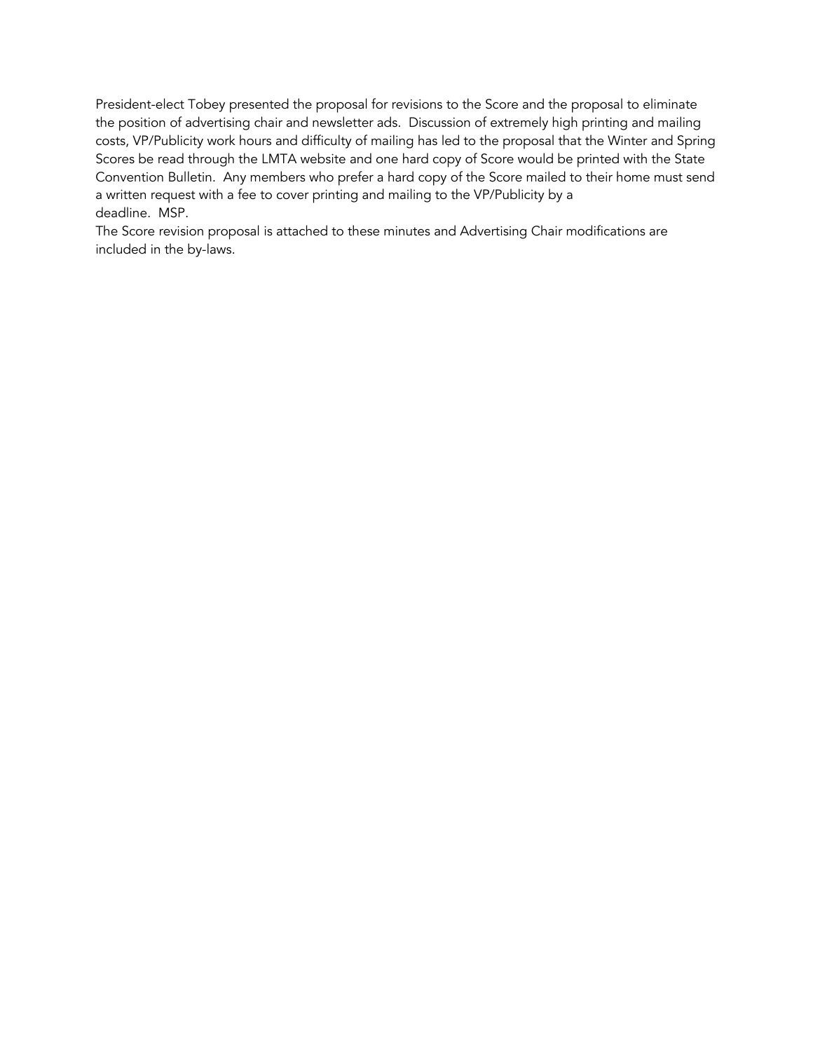President-elect Tobey presented the proposal for revisions to the Score and the proposal to eliminate the position of advertising chair and newsletter ads. Discussion of extremely high printing and mailing costs, VP/Publicity work hours and difficulty of mailing has led to the proposal that the Winter and Spring Scores be read through the LMTA website and one hard copy of Score would be printed with the State Convention Bulletin. Any members who prefer a hard copy of the Score mailed to their home must send a written request with a fee to cover printing and mailing to the VP/Publicity by a deadline. MSP.

The Score revision proposal is attached to these minutes and Advertising Chair modifications are included in the by-laws.